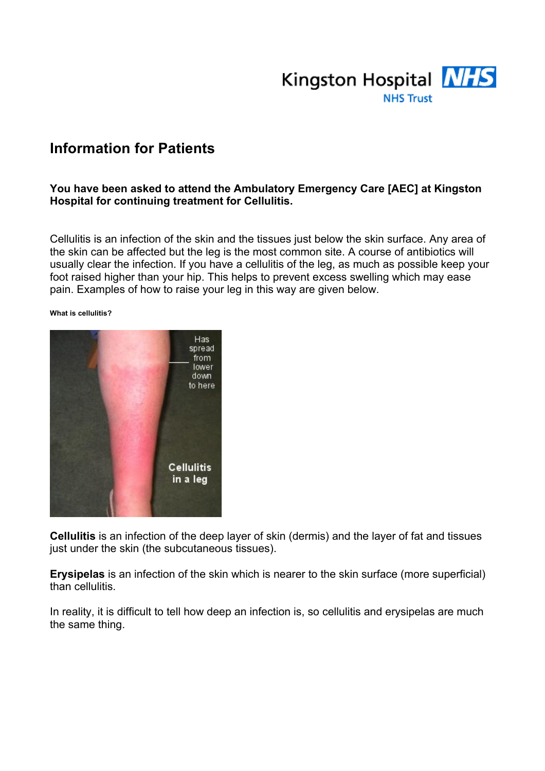# Information for Patients

**You have been asked to attend the Ambulatory Emergency Care [AEC] at Kingston Hospital for continuing treatment for Cellulitis.**

Cellulitis is an infection of the skin and the tissues just below the skin surface. Any area of the skin can be affected but the leg is the most common site. A course of antibiotics will usually clear the infection. If you have a cellulitis of the leg, as much as possible keep your foot raised higher than your hip. This helps to prevent excess swelling which may ease pain. Examples of how to raise your leg in this way are given below.

**What is cellulitis?**

**Cellulitis** is an infection of the deep layer of skin (dermis) and the layer of fat and tissues just under the skin (the subcutaneous tissues).

**Erysipelas** is an infection of the skin which is nearer to the skin surface (more superficial) than cellulitis.

In reality, it is difficult to tell how deep an infection is, so cellulitis and erysipelas are much the same thing.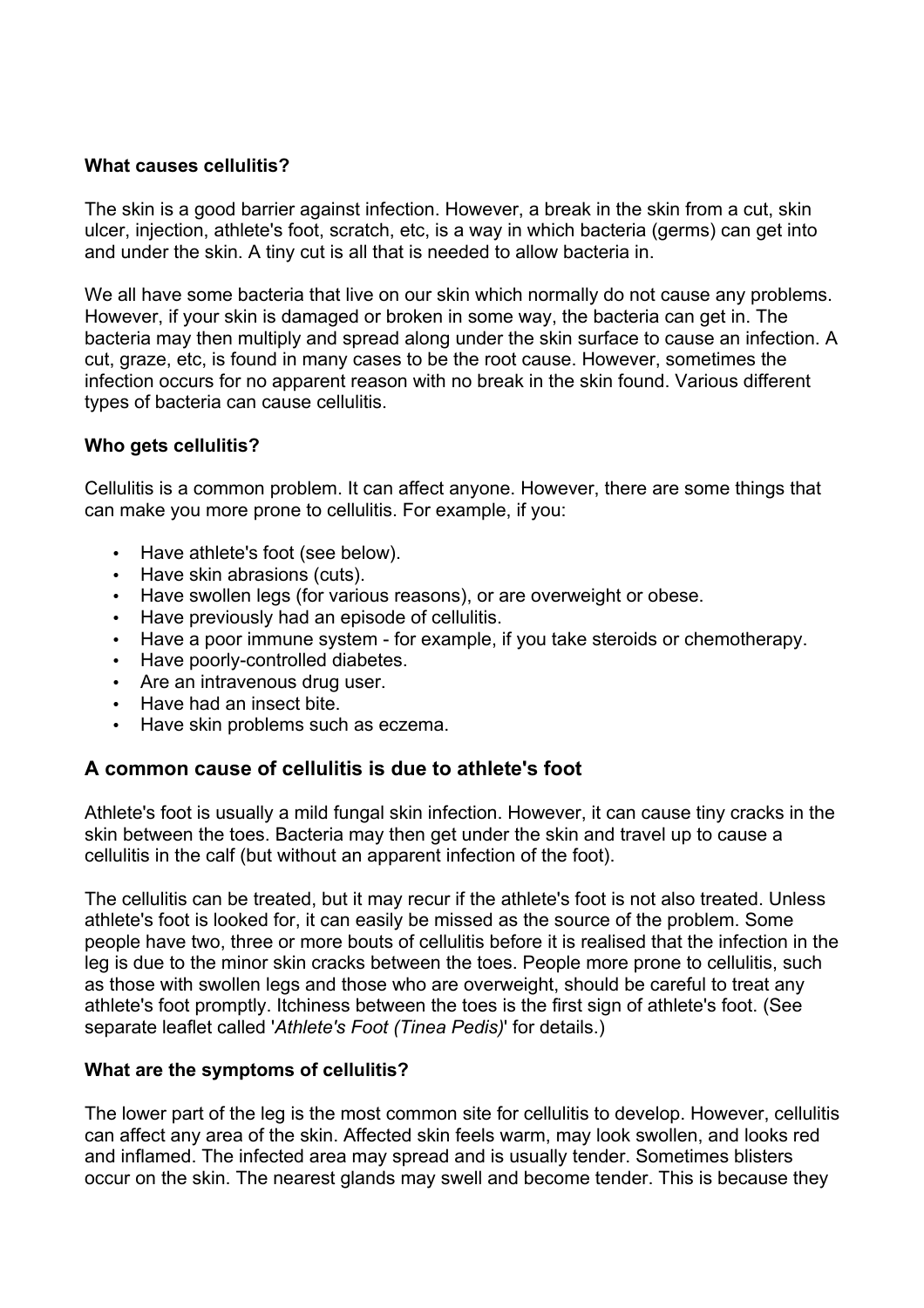**What causes cellulitis?**

The skin is a good barrier against infection. However, a break in the skin from a cut, skin ulcer, injection, athlete's foot, scratch, etc, is a way in which bacteria (germs) can get into and under the skin. A tiny cut is all that is needed to allow bacteria in.

We all have some bacteria that live on our skin which normally do not cause any problems. However, if your skin is damaged or broken in some way, the bacteria can get in. The bacteria may then multiply and spread along under the skin surface to cause an infection. A cut, graze, etc, is found in many cases to be the root cause. However, sometimes the infection occurs for no apparent reason with no break in the skin found. Various different types of bacteria can cause cellulitis.

**Who gets cellulitis?**

Cellulitis is a common problem. It can affect anyone. However, there are some things that can make you more prone to cellulitis. For example, if you:

- Have athlete's foot (see below).
- Have skin abrasions (cuts).
- Have swollen legs (for various reasons), or are overweight or obese.
- Have previously had an episode of cellulitis.
- Have a poor immune system - for example, if you take steroids or chemotherapy.
- Have poorly-controlled diabetes.
- Are an intravenous drug user.
- Have had an insect bite.
- Have skin problems such as eczema.

## A common cause of cellulitis is due to athlete's foot

Athlete's foot is usually a mild fungal skin infection. However, it can cause tiny cracks in the skin between the toes. Bacteria may then get under the skin and travel up to cause a cellulitis in the calf (but without an apparent infection of the foot).

The cellulitis can be treated, but it may recur if the athlete's foot is not also treated. Unless athlete's foot is looked for, it can easily be missed as the source of the problem. Some people have two, three or more bouts of cellulitis before it is realised that the infection in the leg is due to the minor skin cracks between the toes. People more prone to cellulitis, such as those with swollen legs and those who are overweight, should be careful to treat any athlete's foot promptly. Itchiness between the toes is the first sign of athlete's foot. (See separate leaflet called '*Athlete's Foot (Tinea Pedis)*' for details.)

**What are the symptoms of cellulitis?**

The lower part of the leg is the most common site for cellulitis to develop. However, cellulitis can affect any area of the skin. Affected skin feels warm, may look swollen, and looks red and inflamed. The infected area may spread and is usually tender. Sometimes blisters occur on the skin. The nearest glands may swell and become tender. This is because they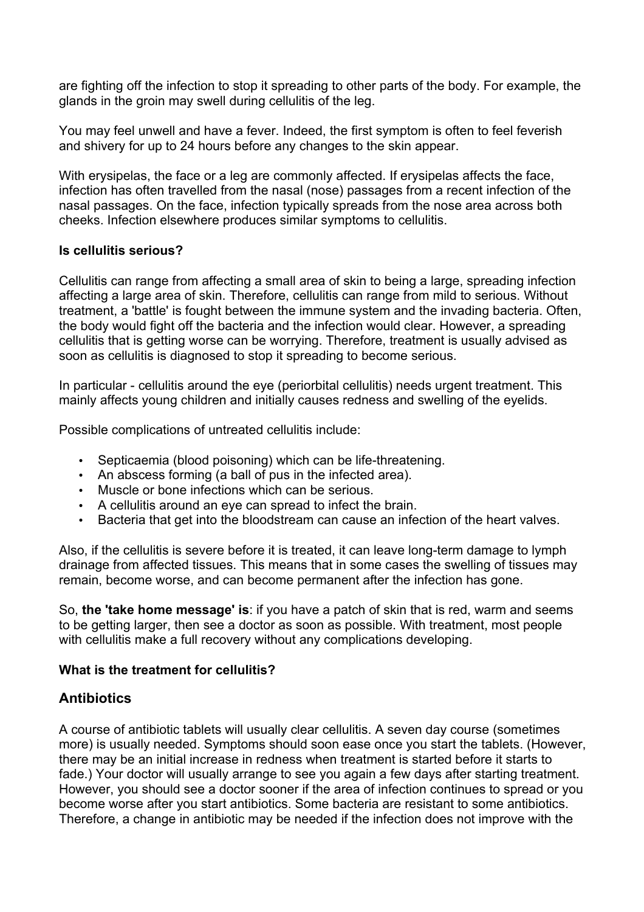are fighting off the infection to stop it spreading to other parts of the body. For example, the glands in the groin may swell during cellulitis of the leg.

You may feel unwell and have a fever. Indeed, the first symptom is often to feel feverish and shivery for up to 24 hours before any changes to the skin appear.

With erysipelas, the face or a leg are commonly affected. If erysipelas affects the face, infection has often travelled from the nasal (nose) passages from a recent infection of the nasal passages. On the face, infection typically spreads from the nose area across both cheeks. Infection elsewhere produces similar symptoms to cellulitis.

**Is cellulitis serious?**

Cellulitis can range from affecting a small area of skin to being a large, spreading infection affecting a large area of skin. Therefore, cellulitis can range from mild to serious. Without treatment, a 'battle' is fought between the immune system and the invading bacteria. Often, the body would fight off the bacteria and the infection would clear. However, a spreading cellulitis that is getting worse can be worrying. Therefore, treatment is usually advised as soon as cellulitis is diagnosed to stop it spreading to become serious.

In particular - cellulitis around the eye (periorbital cellulitis) needs urgent treatment. This mainly affects young children and initially causes redness and swelling of the eyelids.

Possible complications of untreated cellulitis include:

- Septicaemia (blood poisoning) which can be life-threatening.
- An abscess forming (a ball of pus in the infected area).
- Muscle or bone infections which can be serious.
- A cellulitis around an eye can spread to infect the brain.
- Bacteria that get into the bloodstream can cause an infection of the heart valves.

Also, if the cellulitis is severe before it is treated, it can leave long-term damage to lymph drainage from affected tissues. This means that in some cases the swelling of tissues may remain, become worse, and can become permanent after the infection has gone.

So, **the 'take home message' is**: if you have a patch of skin that is red, warm and seems to be getting larger, then see a doctor as soon as possible. With treatment, most people with cellulitis make a full recovery without any complications developing.

**What is the treatment for cellulitis?**

## Antibiotics

A course of antibiotic tablets will usually clear cellulitis. A seven day course (sometimes more) is usually needed. Symptoms should soon ease once you start the tablets. (However, there may be an initial increase in redness when treatment is started before it starts to fade.) Your doctor will usually arrange to see you again a few days after starting treatment. However, you should see a doctor sooner if the area of infection continues to spread or you become worse after you start antibiotics. Some bacteria are resistant to some antibiotics. Therefore, a change in antibiotic may be needed if the infection does not improve with the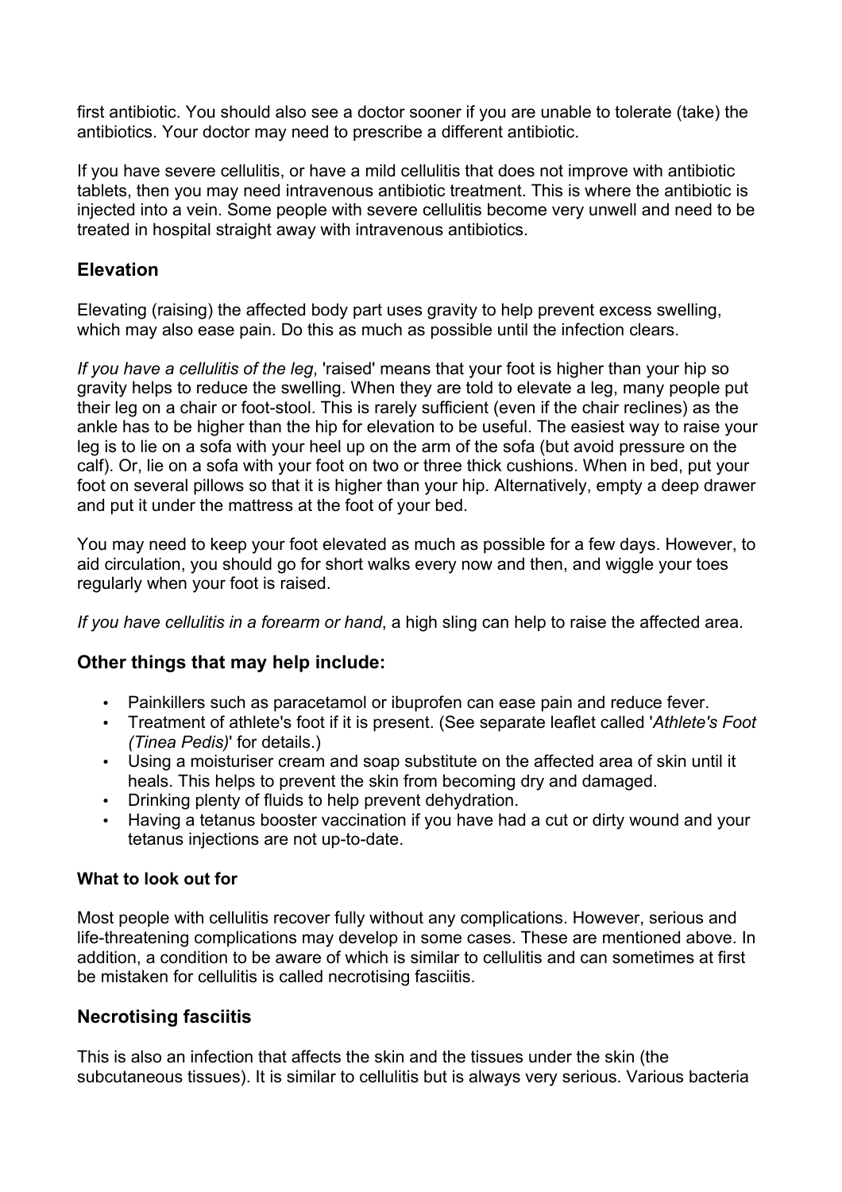first antibiotic. You should also see a doctor sooner if you are unable to tolerate (take) the antibiotics. Your doctor may need to prescribe a different antibiotic.

If you have severe cellulitis, or have a mild cellulitis that does not improve with antibiotic tablets, then you may need intravenous antibiotic treatment. This is where the antibiotic is injected into a vein. Some people with severe cellulitis become very unwell and need to be treated in hospital straight away with intravenous antibiotics.

## Elevation

Elevating (raising) the affected body part uses gravity to help prevent excess swelling, which may also ease pain. Do this as much as possible until the infection clears.

*If you have a cellulitis of the leg*, 'raised' means that your foot is higher than your hip so gravity helps to reduce the swelling. When they are told to elevate a leg, many people put their leg on a chair or foot-stool. This is rarely sufficient (even if the chair reclines) as the ankle has to be higher than the hip for elevation to be useful. The easiest way to raise your leg is to lie on a sofa with your heel up on the arm of the sofa (but avoid pressure on the calf). Or, lie on a sofa with your foot on two or three thick cushions. When in bed, put your foot on several pillows so that it is higher than your hip. Alternatively, empty a deep drawer and put it under the mattress at the foot of your bed.

You may need to keep your foot elevated as much as possible for a few days. However, to aid circulation, you should go for short walks every now and then, and wiggle your toes regularly when your foot is raised.

*If you have cellulitis in a forearm or hand*, a high sling can help to raise the affected area.

## Other things that may help include:

- Painkillers such as paracetamol or ibuprofen can ease pain and reduce fever.
- Treatment of athlete's foot if it is present. (See separate leaflet called '*Athlete's Foot (Tinea Pedis)*' for details.)
- Using a moisturiser cream and soap substitute on the affected area of skin until it heals. This helps to prevent the skin from becoming dry and damaged.
- Drinking plenty of fluids to help prevent dehydration.
- Having a tetanus booster vaccination if you have had a cut or dirty wound and your tetanus injections are not up-to-date.

### What to look out for

Most people with cellulitis recover fully without any complications. However, serious and life-threatening complications may develop in some cases. These are mentioned above. In addition, a condition to be aware of which is similar to cellulitis and can sometimes at first be mistaken for cellulitis is called necrotising fasciitis.

## Necrotising fasciitis

This is also an infection that affects the skin and the tissues under the skin (the subcutaneous tissues). It is similar to cellulitis but is always very serious. Various bacteria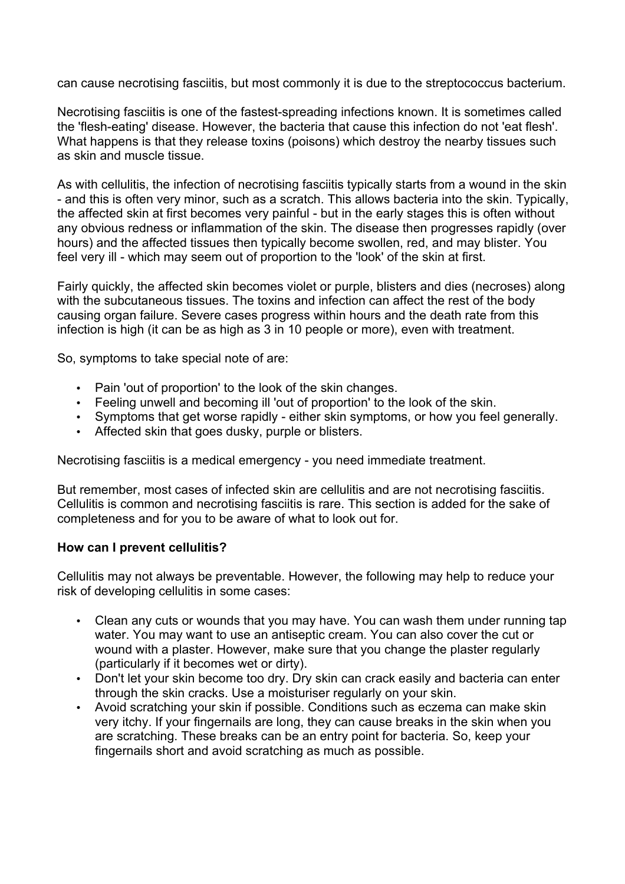can cause necrotising fasciitis, but most commonly it is due to the streptococcus bacterium.

Necrotising fasciitis is one of the fastest-spreading infections known. It is sometimes called the 'flesh-eating' disease. However, the bacteria that cause this infection do not 'eat flesh'. What happens is that they release toxins (poisons) which destroy the nearby tissues such as skin and muscle tissue.

As with cellulitis, the infection of necrotising fasciitis typically starts from a wound in the skin - and this is often very minor, such as a scratch. This allows bacteria into the skin. Typically, the affected skin at first becomes very painful - but in the early stages this is often without any obvious redness or inflammation of the skin. The disease then progresses rapidly (over hours) and the affected tissues then typically become swollen, red, and may blister. You feel very ill - which may seem out of proportion to the 'look' of the skin at first.

Fairly quickly, the affected skin becomes violet or purple, blisters and dies (necroses) along with the subcutaneous tissues. The toxins and infection can affect the rest of the body causing organ failure. Severe cases progress within hours and the death rate from this infection is high (it can be as high as 3 in 10 people or more), even with treatment.

So, symptoms to take special note of are:

- Pain 'out of proportion' to the look of the skin changes.
- Feeling unwell and becoming ill 'out of proportion' to the look of the skin.
- Symptoms that get worse rapidly - either skin symptoms, or how you feel generally.
- Affected skin that goes dusky, purple or blisters.

Necrotising fasciitis is a medical emergency - you need immediate treatment.

But remember, most cases of infected skin are cellulitis and are not necrotising fasciitis. Cellulitis is common and necrotising fasciitis is rare. This section is added for the sake of completeness and for you to be aware of what to look out for.

**How can I prevent cellulitis?**

Cellulitis may not always be preventable. However, the following may help to reduce your risk of developing cellulitis in some cases:

- Clean any cuts or wounds that you may have. You can wash them under running tap water. You may want to use an antiseptic cream. You can also cover the cut or wound with a plaster. However, make sure that you change the plaster regularly (particularly if it becomes wet or dirty).
- Don't let your skin become too dry. Dry skin can crack easily and bacteria can enter through the skin cracks. Use a moisturiser regularly on your skin.
- Avoid scratching your skin if possible. Conditions such as eczema can make skin very itchy. If your fingernails are long, they can cause breaks in the skin when you are scratching. These breaks can be an entry point for bacteria. So, keep your fingernails short and avoid scratching as much as possible.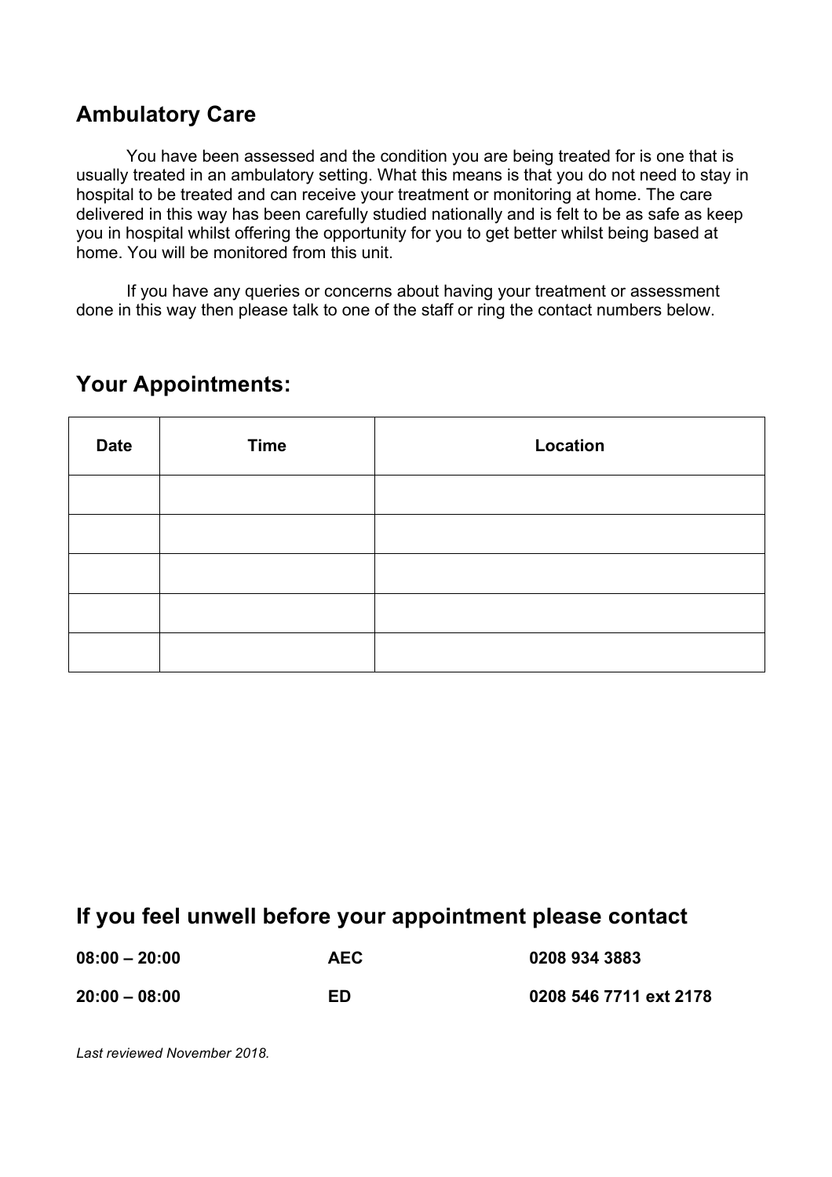## Ambulatory Care

You have been assessed and the condition you are being treated for is one that is usually treated in an ambulatory setting. What this means is that you do not need to stay in hospital to be treated and can receive your treatment or monitoring at home. The care delivered in this way has been carefully studied nationally and is felt to be as safe as keep you in hospital whilst offering the opportunity for you to get better whilst being based at home. You will be monitored from this unit.

If you have any queries or concerns about having your treatment or assessment done in this way then please talk to one of the staff or ring the contact numbers below.

## Your Appointments:

| Date | Time | Location |
|---|---|---|
| | | |
| | | |
| | | |
| | | |
| | | |

## If you feel unwell before your appointment please contact

| | | |
|---|---|---|
| **08:00 – 20:00** | **AEC** | **0208 934 3883** |
| **20:00 – 08:00** | **ED** | **0208 546 7711 ext 2178** |

*Last reviewed November 2018.*